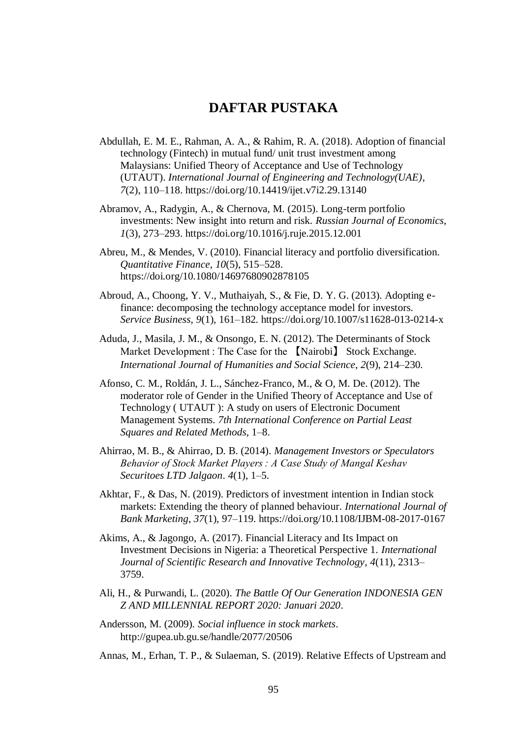# DAFTAR PUSTAKA

Abdullah, E. M. E., Rahman, A. A., & Rahim, R. A. (2018). Adoption of financial technology (Fintech) in mutual fund/ unit trust investment among Malaysians: Unified Theory of Acceptance and Use of Technology (UTAUT). *International Journal of Engineering and Technology(UAE)*, *7*(2), 110–118. https://doi.org/10.14419/ijet.v7i2.29.13140

Abramov, A., Radygin, A., & Chernova, M. (2015). Long-term portfolio investments: New insight into return and risk. *Russian Journal of Economics*, *1*(3), 273–293. https://doi.org/10.1016/j.ruje.2015.12.001

Abreu, M., & Mendes, V. (2010). Financial literacy and portfolio diversification. *Quantitative Finance*, *10*(5), 515–528. https://doi.org/10.1080/14697680902878105

Abroud, A., Choong, Y. V., Muthaiyah, S., & Fie, D. Y. G. (2013). Adopting e-finance: decomposing the technology acceptance model for investors. *Service Business*, *9*(1), 161–182. https://doi.org/10.1007/s11628-013-0214-x

Aduda, J., Masila, J. M., & Onsongo, E. N. (2012). The Determinants of Stock Market Development : The Case for the 【Nairobi】 Stock Exchange. *International Journal of Humanities and Social Science*, *2*(9), 214–230.

Afonso, C. M., Roldán, J. L., Sánchez-Franco, M., & O, M. De. (2012). The moderator role of Gender in the Unified Theory of Acceptance and Use of Technology ( UTAUT ): A study on users of Electronic Document Management Systems. *7th International Conference on Partial Least Squares and Related Methods*, 1–8.

Ahirrao, M. B., & Ahirrao, D. B. (2014). *Management Investors or Speculators Behavior of Stock Market Players : A Case Study of Mangal Keshav Securitoes LTD Jalgaon*. *4*(1), 1–5.

Akhtar, F., & Das, N. (2019). Predictors of investment intention in Indian stock markets: Extending the theory of planned behaviour. *International Journal of Bank Marketing*, *37*(1), 97–119. https://doi.org/10.1108/IJBM-08-2017-0167

Akims, A., & Jagongo, A. (2017). Financial Literacy and Its Impact on Investment Decisions in Nigeria: a Theoretical Perspective 1. *International Journal of Scientific Research and Innovative Technology*, *4*(11), 2313–3759.

Ali, H., & Purwandi, L. (2020). *The Battle Of Our Generation INDONESIA GEN Z AND MILLENNIAL REPORT 2020: Januari 2020*.

Andersson, M. (2009). *Social influence in stock markets*. http://gupea.ub.gu.se/handle/2077/20506

Annas, M., Erhan, T. P., & Sulaeman, S. (2019). Relative Effects of Upstream and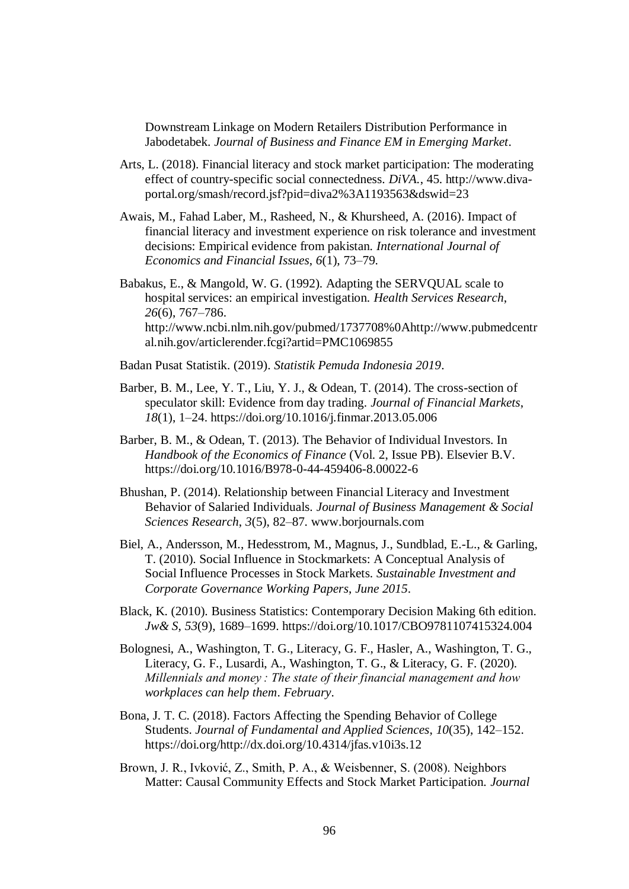Downstream Linkage on Modern Retailers Distribution Performance in Jabodetabek. *Journal of Business and Finance EM in Emerging Market*.

Arts, L. (2018). Financial literacy and stock market participation: The moderating effect of country-specific social connectedness. *DiVA.*, 45. http://www.diva-portal.org/smash/record.jsf?pid=diva2%3A1193563&dswid=23

Awais, M., Fahad Laber, M., Rasheed, N., & Khursheed, A. (2016). Impact of financial literacy and investment experience on risk tolerance and investment decisions: Empirical evidence from pakistan. *International Journal of Economics and Financial Issues*, *6*(1), 73–79.

Babakus, E., & Mangold, W. G. (1992). Adapting the SERVQUAL scale to hospital services: an empirical investigation. *Health Services Research*, *26*(6), 767–786. http://www.ncbi.nlm.nih.gov/pubmed/1737708%0Ahttp://www.pubmedcentral.nih.gov/articlerender.fcgi?artid=PMC1069855

Badan Pusat Statistik. (2019). *Statistik Pemuda Indonesia 2019*.

Barber, B. M., Lee, Y. T., Liu, Y. J., & Odean, T. (2014). The cross-section of speculator skill: Evidence from day trading. *Journal of Financial Markets*, *18*(1), 1–24. https://doi.org/10.1016/j.finmar.2013.05.006

Barber, B. M., & Odean, T. (2013). The Behavior of Individual Investors. In *Handbook of the Economics of Finance* (Vol. 2, Issue PB). Elsevier B.V. https://doi.org/10.1016/B978-0-44-459406-8.00022-6

Bhushan, P. (2014). Relationship between Financial Literacy and Investment Behavior of Salaried Individuals. *Journal of Business Management & Social Sciences Research*, *3*(5), 82–87. www.borjournals.com

Biel, A., Andersson, M., Hedesstrom, M., Magnus, J., Sundblad, E.-L., & Garling, T. (2010). Social Influence in Stockmarkets: A Conceptual Analysis of Social Influence Processes in Stock Markets. *Sustainable Investment and Corporate Governance Working Papers*, *June 2015*.

Black, K. (2010). Business Statistics: Contemporary Decision Making 6th edition. *Jw& S*, *53*(9), 1689–1699. https://doi.org/10.1017/CBO9781107415324.004

Bolognesi, A., Washington, T. G., Literacy, G. F., Hasler, A., Washington, T. G., Literacy, G. F., Lusardi, A., Washington, T. G., & Literacy, G. F. (2020). *Millennials and money : The state of their financial management and how workplaces can help them*. *February*.

Bona, J. T. C. (2018). Factors Affecting the Spending Behavior of College Students. *Journal of Fundamental and Applied Sciences*, *10*(35), 142–152. https://doi.org/http://dx.doi.org/10.4314/jfas.v10i3s.12

Brown, J. R., Ivković, Z., Smith, P. A., & Weisbenner, S. (2008). Neighbors Matter: Causal Community Effects and Stock Market Participation. *Journal*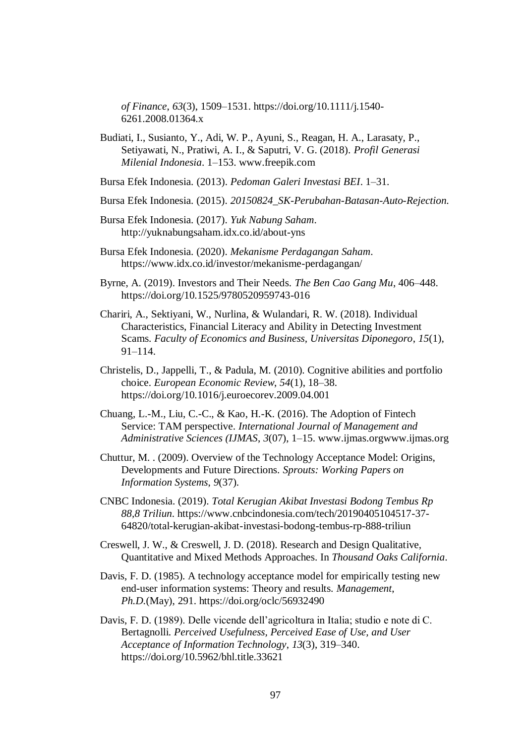*of Finance*, *63*(3), 1509–1531. https://doi.org/10.1111/j.1540-6261.2008.01364.x

Budiati, I., Susianto, Y., Adi, W. P., Ayuni, S., Reagan, H. A., Larasaty, P., Setiyawati, N., Pratiwi, A. I., & Saputri, V. G. (2018). *Profil Generasi Milenial Indonesia*. 1–153. www.freepik.com

Bursa Efek Indonesia. (2013). *Pedoman Galeri Investasi BEI*. 1–31.

Bursa Efek Indonesia. (2015). *20150824_SK-Perubahan-Batasan-Auto-Rejection.*

Bursa Efek Indonesia. (2017). *Yuk Nabung Saham*. http://yuknabungsaham.idx.co.id/about-yns

Bursa Efek Indonesia. (2020). *Mekanisme Perdagangan Saham*. https://www.idx.co.id/investor/mekanisme-perdagangan/

Byrne, A. (2019). Investors and Their Needs. *The Ben Cao Gang Mu*, 406–448. https://doi.org/10.1525/9780520959743-016

Chariri, A., Sektiyani, W., Nurlina, & Wulandari, R. W. (2018). Individual Characteristics, Financial Literacy and Ability in Detecting Investment Scams. *Faculty of Economics and Business, Universitas Diponegoro*, *15*(1), 91–114.

Christelis, D., Jappelli, T., & Padula, M. (2010). Cognitive abilities and portfolio choice. *European Economic Review*, *54*(1), 18–38. https://doi.org/10.1016/j.euroecorev.2009.04.001

Chuang, L.-M., Liu, C.-C., & Kao, H.-K. (2016). The Adoption of Fintech Service: TAM perspective. *International Journal of Management and Administrative Sciences (IJMAS*, *3*(07), 1–15. www.ijmas.orgwww.ijmas.org

Chuttur, M. . (2009). Overview of the Technology Acceptance Model: Origins, Developments and Future Directions. *Sprouts: Working Papers on Information Systems*, *9*(37).

CNBC Indonesia. (2019). *Total Kerugian Akibat Investasi Bodong Tembus Rp 88,8 Triliun*. https://www.cnbcindonesia.com/tech/20190405104517-37-64820/total-kerugian-akibat-investasi-bodong-tembus-rp-888-triliun

Creswell, J. W., & Creswell, J. D. (2018). Research and Design Qualitative, Quantitative and Mixed Methods Approaches. In *Thousand Oaks California*.

Davis, F. D. (1985). A technology acceptance model for empirically testing new end-user information systems: Theory and results. *Management*, *Ph.D.*(May), 291. https://doi.org/oclc/56932490

Davis, F. D. (1989). Delle vicende dell'agricoltura in Italia; studio e note di C. Bertagnolli. *Perceived Usefulness, Perceived Ease of Use, and User Acceptance of Information Technology*, *13*(3), 319–340. https://doi.org/10.5962/bhl.title.33621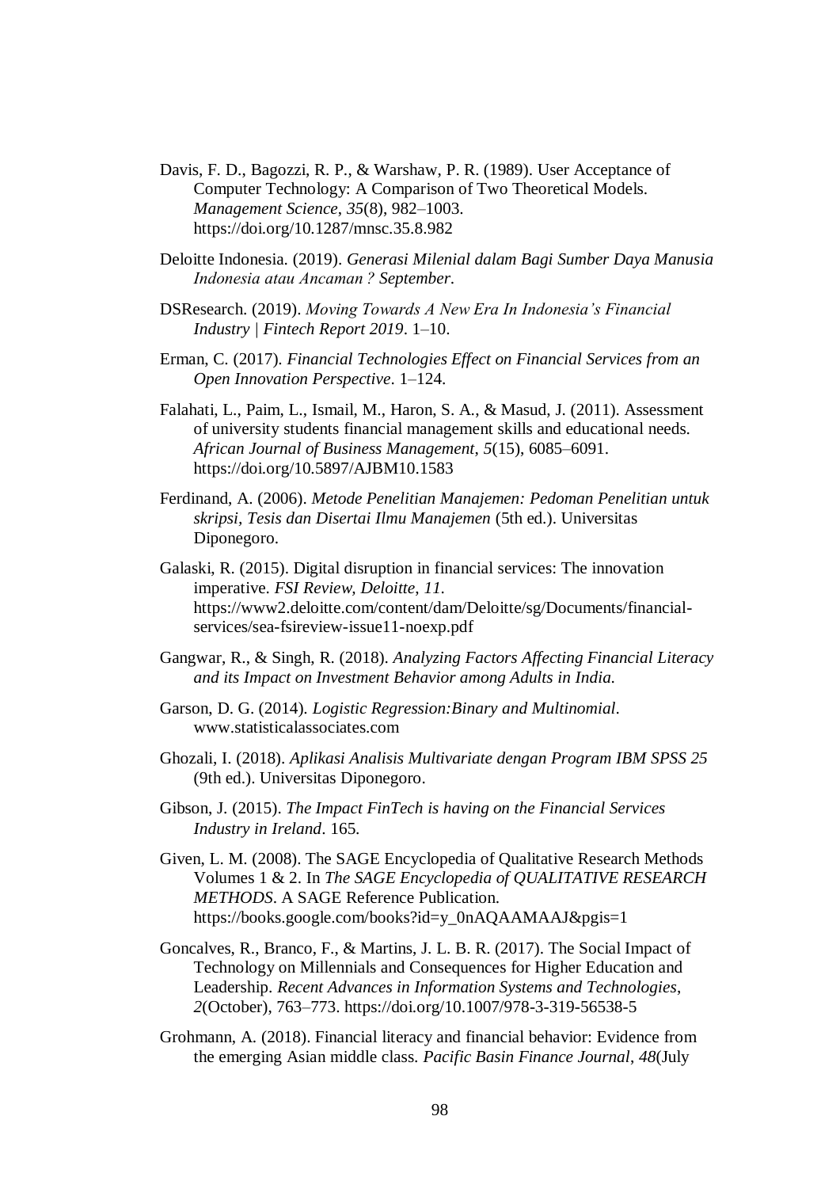Davis, F. D., Bagozzi, R. P., & Warshaw, P. R. (1989). User Acceptance of Computer Technology: A Comparison of Two Theoretical Models. *Management Science*, *35*(8), 982–1003. https://doi.org/10.1287/mnsc.35.8.982

Deloitte Indonesia. (2019). *Generasi Milenial dalam Bagi Sumber Daya Manusia Indonesia atau Ancaman ? September*.

DSResearch. (2019). *Moving Towards A New Era In Indonesia's Financial Industry | Fintech Report 2019*. 1–10.

Erman, C. (2017). *Financial Technologies Effect on Financial Services from an Open Innovation Perspective*. 1–124.

Falahati, L., Paim, L., Ismail, M., Haron, S. A., & Masud, J. (2011). Assessment of university students financial management skills and educational needs. *African Journal of Business Management*, *5*(15), 6085–6091. https://doi.org/10.5897/AJBM10.1583

Ferdinand, A. (2006). *Metode Penelitian Manajemen: Pedoman Penelitian untuk skripsi, Tesis dan Disertai Ilmu Manajemen* (5th ed.). Universitas Diponegoro.

Galaski, R. (2015). Digital disruption in financial services: The innovation imperative. *FSI Review, Deloitte*, *11*. https://www2.deloitte.com/content/dam/Deloitte/sg/Documents/financial-services/sea-fsireview-issue11-noexp.pdf

Gangwar, R., & Singh, R. (2018). *Analyzing Factors Affecting Financial Literacy and its Impact on Investment Behavior among Adults in India.*

Garson, D. G. (2014). *Logistic Regression:Binary and Multinomial*. www.statisticalassociates.com

Ghozali, I. (2018). *Aplikasi Analisis Multivariate dengan Program IBM SPSS 25* (9th ed.). Universitas Diponegoro.

Gibson, J. (2015). *The Impact FinTech is having on the Financial Services Industry in Ireland*. 165.

Given, L. M. (2008). The SAGE Encyclopedia of Qualitative Research Methods Volumes 1 & 2. In *The SAGE Encyclopedia of QUALITATIVE RESEARCH METHODS*. A SAGE Reference Publication. https://books.google.com/books?id=y_0nAQAAMAAJ&pgis=1

Goncalves, R., Branco, F., & Martins, J. L. B. R. (2017). The Social Impact of Technology on Millennials and Consequences for Higher Education and Leadership. *Recent Advances in Information Systems and Technologies*, *2*(October), 763–773. https://doi.org/10.1007/978-3-319-56538-5

Grohmann, A. (2018). Financial literacy and financial behavior: Evidence from the emerging Asian middle class. *Pacific Basin Finance Journal*, *48*(July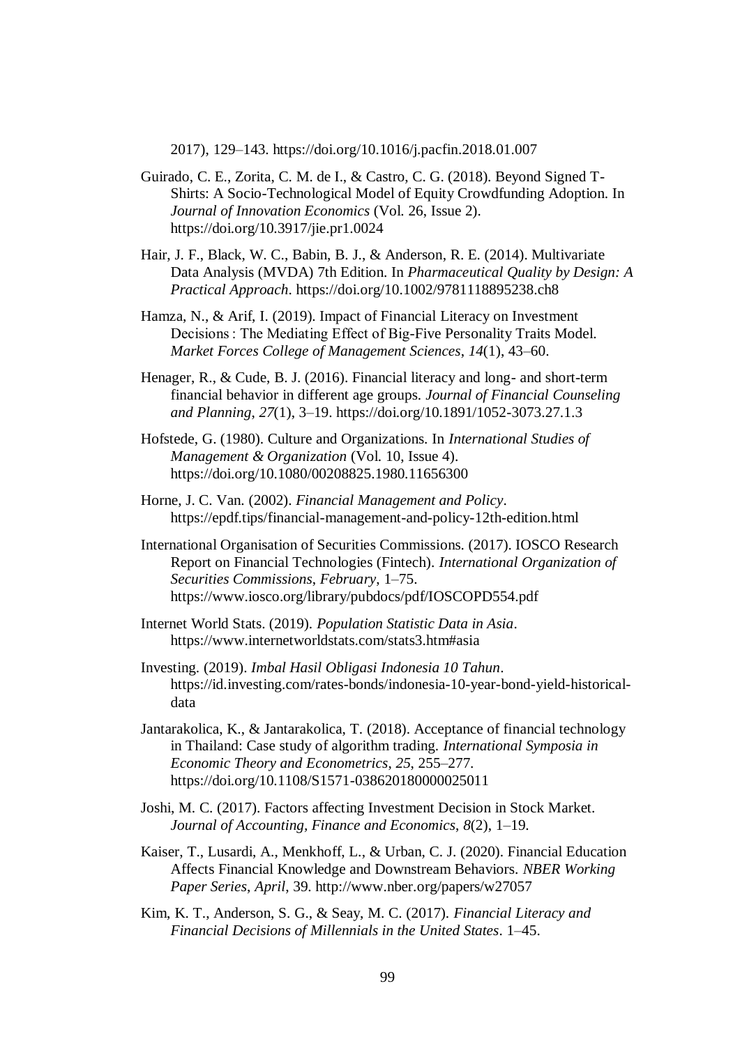2017), 129–143. https://doi.org/10.1016/j.pacfin.2018.01.007

Guirado, C. E., Zorita, C. M. de I., & Castro, C. G. (2018). Beyond Signed T-Shirts: A Socio-Technological Model of Equity Crowdfunding Adoption. In *Journal of Innovation Economics* (Vol. 26, Issue 2). https://doi.org/10.3917/jie.pr1.0024

Hair, J. F., Black, W. C., Babin, B. J., & Anderson, R. E. (2014). Multivariate Data Analysis (MVDA) 7th Edition. In *Pharmaceutical Quality by Design: A Practical Approach*. https://doi.org/10.1002/9781118895238.ch8

Hamza, N., & Arif, I. (2019). Impact of Financial Literacy on Investment Decisions : The Mediating Effect of Big-Five Personality Traits Model. *Market Forces College of Management Sciences*, *14*(1), 43–60.

Henager, R., & Cude, B. J. (2016). Financial literacy and long- and short-term financial behavior in different age groups. *Journal of Financial Counseling and Planning*, *27*(1), 3–19. https://doi.org/10.1891/1052-3073.27.1.3

Hofstede, G. (1980). Culture and Organizations. In *International Studies of Management & Organization* (Vol. 10, Issue 4). https://doi.org/10.1080/00208825.1980.11656300

Horne, J. C. Van. (2002). *Financial Management and Policy*. https://epdf.tips/financial-management-and-policy-12th-edition.html

International Organisation of Securities Commissions. (2017). IOSCO Research Report on Financial Technologies (Fintech). *International Organization of Securities Commissions*, *February*, 1–75. https://www.iosco.org/library/pubdocs/pdf/IOSCOPD554.pdf

Internet World Stats. (2019). *Population Statistic Data in Asia*. https://www.internetworldstats.com/stats3.htm#asia

Investing. (2019). *Imbal Hasil Obligasi Indonesia 10 Tahun*. https://id.investing.com/rates-bonds/indonesia-10-year-bond-yield-historical-data

Jantarakolica, K., & Jantarakolica, T. (2018). Acceptance of financial technology in Thailand: Case study of algorithm trading. *International Symposia in Economic Theory and Econometrics*, *25*, 255–277. https://doi.org/10.1108/S1571-038620180000025011

Joshi, M. C. (2017). Factors affecting Investment Decision in Stock Market. *Journal of Accounting, Finance and Economics*, *8*(2), 1–19.

Kaiser, T., Lusardi, A., Menkhoff, L., & Urban, C. J. (2020). Financial Education Affects Financial Knowledge and Downstream Behaviors. *NBER Working Paper Series*, *April*, 39. http://www.nber.org/papers/w27057

Kim, K. T., Anderson, S. G., & Seay, M. C. (2017). *Financial Literacy and Financial Decisions of Millennials in the United States*. 1–45.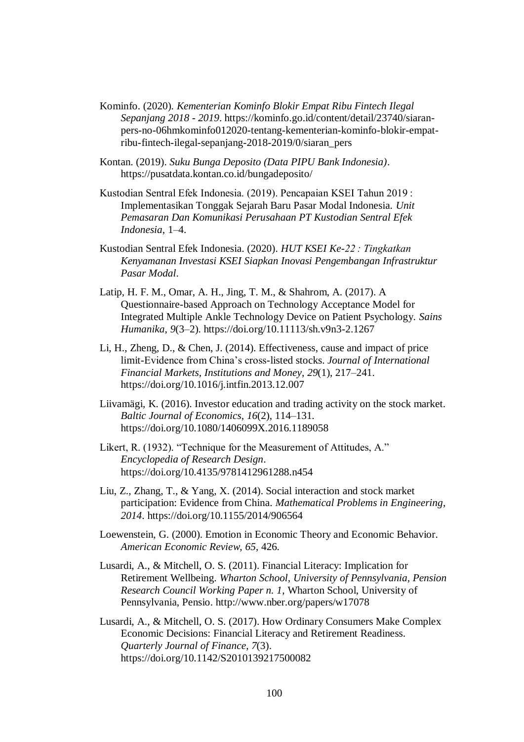Kominfo. (2020). *Kementerian Kominfo Blokir Empat Ribu Fintech Ilegal Sepanjang 2018 - 2019*. https://kominfo.go.id/content/detail/23740/siaran-pers-no-06hmkominfo012020-tentang-kementerian-kominfo-blokir-empat-ribu-fintech-ilegal-sepanjang-2018-2019/0/siaran_pers

Kontan. (2019). *Suku Bunga Deposito (Data PIPU Bank Indonesia)*. https://pusatdata.kontan.co.id/bungadeposito/

Kustodian Sentral Efek Indonesia. (2019). Pencapaian KSEI Tahun 2019 : Implementasikan Tonggak Sejarah Baru Pasar Modal Indonesia. *Unit Pemasaran Dan Komunikasi Perusahaan PT Kustodian Sentral Efek Indonesia*, 1–4.

Kustodian Sentral Efek Indonesia. (2020). *HUT KSEI Ke-22 : Tingkatkan Kenyamanan Investasi KSEI Siapkan Inovasi Pengembangan Infrastruktur Pasar Modal*.

Latip, H. F. M., Omar, A. H., Jing, T. M., & Shahrom, A. (2017). A Questionnaire-based Approach on Technology Acceptance Model for Integrated Multiple Ankle Technology Device on Patient Psychology. *Sains Humanika*, *9*(3–2). https://doi.org/10.11113/sh.v9n3-2.1267

Li, H., Zheng, D., & Chen, J. (2014). Effectiveness, cause and impact of price limit-Evidence from China's cross-listed stocks. *Journal of International Financial Markets, Institutions and Money*, *29*(1), 217–241. https://doi.org/10.1016/j.intfin.2013.12.007

Liivamägi, K. (2016). Investor education and trading activity on the stock market. *Baltic Journal of Economics*, *16*(2), 114–131. https://doi.org/10.1080/1406099X.2016.1189058

Likert, R. (1932). "Technique for the Measurement of Attitudes, A." *Encyclopedia of Research Design*. https://doi.org/10.4135/9781412961288.n454

Liu, Z., Zhang, T., & Yang, X. (2014). Social interaction and stock market participation: Evidence from China. *Mathematical Problems in Engineering*, *2014*. https://doi.org/10.1155/2014/906564

Loewenstein, G. (2000). Emotion in Economic Theory and Economic Behavior. *American Economic Review*, *65*, 426.

Lusardi, A., & Mitchell, O. S. (2011). Financial Literacy: Implication for Retirement Wellbeing. *Wharton School, University of Pennsylvania, Pension Research Council Working Paper n. 1*, Wharton School, University of Pennsylvania, Pensio. http://www.nber.org/papers/w17078

Lusardi, A., & Mitchell, O. S. (2017). How Ordinary Consumers Make Complex Economic Decisions: Financial Literacy and Retirement Readiness. *Quarterly Journal of Finance*, *7*(3). https://doi.org/10.1142/S2010139217500082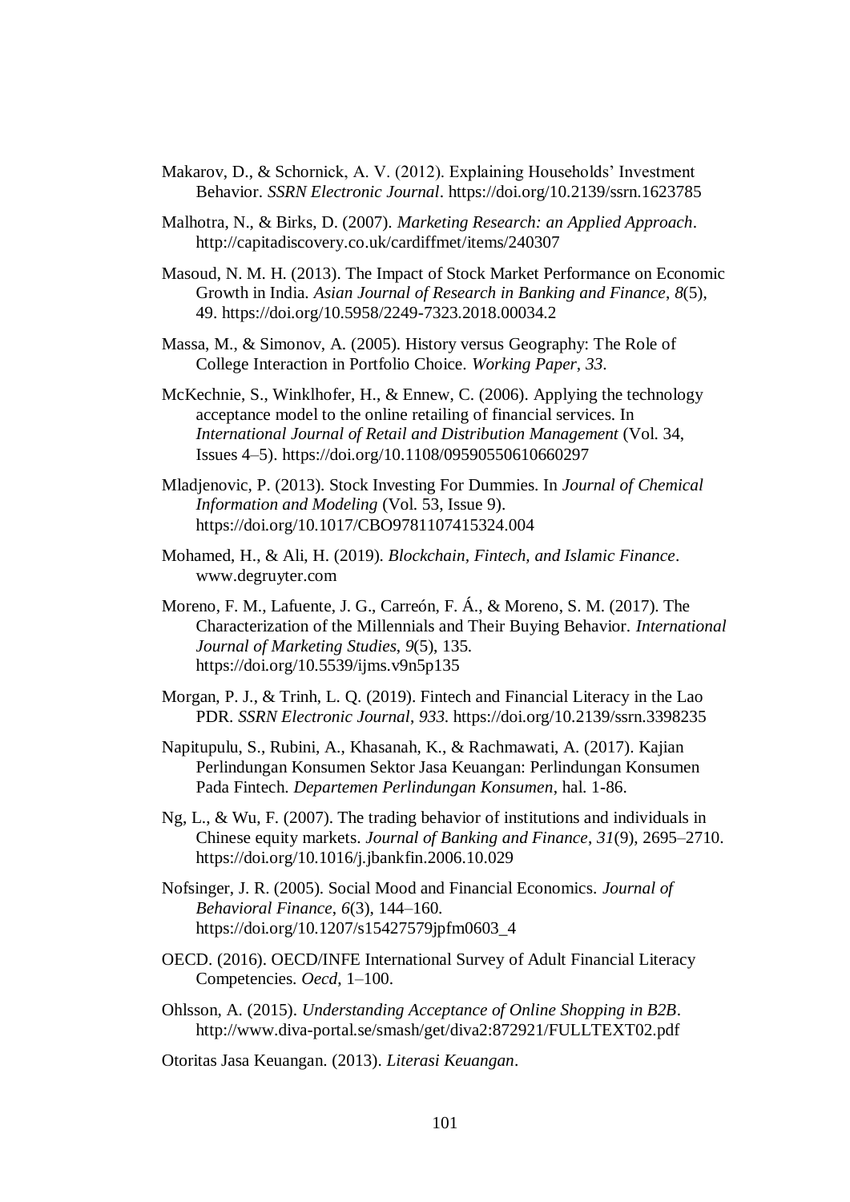Makarov, D., & Schornick, A. V. (2012). Explaining Households' Investment Behavior. *SSRN Electronic Journal*. https://doi.org/10.2139/ssrn.1623785

Malhotra, N., & Birks, D. (2007). *Marketing Research: an Applied Approach*. http://capitadiscovery.co.uk/cardiffmet/items/240307

Masoud, N. M. H. (2013). The Impact of Stock Market Performance on Economic Growth in India. *Asian Journal of Research in Banking and Finance*, *8*(5), 49. https://doi.org/10.5958/2249-7323.2018.00034.2

Massa, M., & Simonov, A. (2005). History versus Geography: The Role of College Interaction in Portfolio Choice. *Working Paper*, *33*.

McKechnie, S., Winklhofer, H., & Ennew, C. (2006). Applying the technology acceptance model to the online retailing of financial services. In *International Journal of Retail and Distribution Management* (Vol. 34, Issues 4–5). https://doi.org/10.1108/09590550610660297

Mladjenovic, P. (2013). Stock Investing For Dummies. In *Journal of Chemical Information and Modeling* (Vol. 53, Issue 9). https://doi.org/10.1017/CBO9781107415324.004

Mohamed, H., & Ali, H. (2019). *Blockchain, Fintech, and Islamic Finance*. www.degruyter.com

Moreno, F. M., Lafuente, J. G., Carreón, F. Á., & Moreno, S. M. (2017). The Characterization of the Millennials and Their Buying Behavior. *International Journal of Marketing Studies*, *9*(5), 135. https://doi.org/10.5539/ijms.v9n5p135

Morgan, P. J., & Trinh, L. Q. (2019). Fintech and Financial Literacy in the Lao PDR. *SSRN Electronic Journal*, *933*. https://doi.org/10.2139/ssrn.3398235

Napitupulu, S., Rubini, A., Khasanah, K., & Rachmawati, A. (2017). Kajian Perlindungan Konsumen Sektor Jasa Keuangan: Perlindungan Konsumen Pada Fintech. *Departemen Perlindungan Konsumen*, hal. 1-86.

Ng, L., & Wu, F. (2007). The trading behavior of institutions and individuals in Chinese equity markets. *Journal of Banking and Finance*, *31*(9), 2695–2710. https://doi.org/10.1016/j.jbankfin.2006.10.029

Nofsinger, J. R. (2005). Social Mood and Financial Economics. *Journal of Behavioral Finance*, *6*(3), 144–160. https://doi.org/10.1207/s15427579jpfm0603_4

OECD. (2016). OECD/INFE International Survey of Adult Financial Literacy Competencies. *Oecd*, 1–100.

Ohlsson, A. (2015). *Understanding Acceptance of Online Shopping in B2B*. http://www.diva-portal.se/smash/get/diva2:872921/FULLTEXT02.pdf

Otoritas Jasa Keuangan. (2013). *Literasi Keuangan*.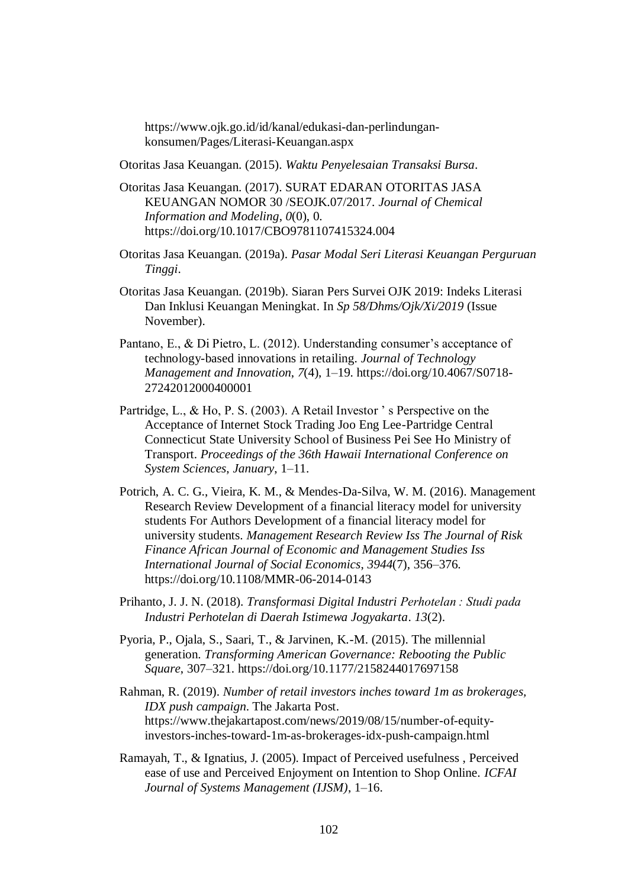https://www.ojk.go.id/id/kanal/edukasi-dan-perlindungan-konsumen/Pages/Literasi-Keuangan.aspx

Otoritas Jasa Keuangan. (2015). *Waktu Penyelesaian Transaksi Bursa*.

Otoritas Jasa Keuangan. (2017). SURAT EDARAN OTORITAS JASA KEUANGAN NOMOR 30 /SEOJK.07/2017. *Journal of Chemical Information and Modeling*, *0*(0), 0. https://doi.org/10.1017/CBO9781107415324.004

Otoritas Jasa Keuangan. (2019a). *Pasar Modal Seri Literasi Keuangan Perguruan Tinggi*.

Otoritas Jasa Keuangan. (2019b). Siaran Pers Survei OJK 2019: Indeks Literasi Dan Inklusi Keuangan Meningkat. In *Sp 58/Dhms/Ojk/Xi/2019* (Issue November).

Pantano, E., & Di Pietro, L. (2012). Understanding consumer's acceptance of technology-based innovations in retailing. *Journal of Technology Management and Innovation*, *7*(4), 1–19. https://doi.org/10.4067/S0718-27242012000400001

Partridge, L., & Ho, P. S. (2003). A Retail Investor ' s Perspective on the Acceptance of Internet Stock Trading Joo Eng Lee-Partridge Central Connecticut State University School of Business Pei See Ho Ministry of Transport. *Proceedings of the 36th Hawaii International Conference on System Sciences*, *January*, 1–11.

Potrich, A. C. G., Vieira, K. M., & Mendes-Da-Silva, W. M. (2016). Management Research Review Development of a financial literacy model for university students For Authors Development of a financial literacy model for university students. *Management Research Review Iss The Journal of Risk Finance African Journal of Economic and Management Studies Iss International Journal of Social Economics*, *3944*(7), 356–376. https://doi.org/10.1108/MMR-06-2014-0143

Prihanto, J. J. N. (2018). *Transformasi Digital Industri Perhotelan : Studi pada Industri Perhotelan di Daerah Istimewa Jogyakarta*. *13*(2).

Pyoria, P., Ojala, S., Saari, T., & Jarvinen, K.-M. (2015). The millennial generation. *Transforming American Governance: Rebooting the Public Square*, 307–321. https://doi.org/10.1177/2158244017697158

Rahman, R. (2019). *Number of retail investors inches toward 1m as brokerages, IDX push campaign*. The Jakarta Post. https://www.thejakartapost.com/news/2019/08/15/number-of-equity-investors-inches-toward-1m-as-brokerages-idx-push-campaign.html

Ramayah, T., & Ignatius, J. (2005). Impact of Perceived usefulness , Perceived ease of use and Perceived Enjoyment on Intention to Shop Online. *ICFAI Journal of Systems Management (IJSM)*, 1–16.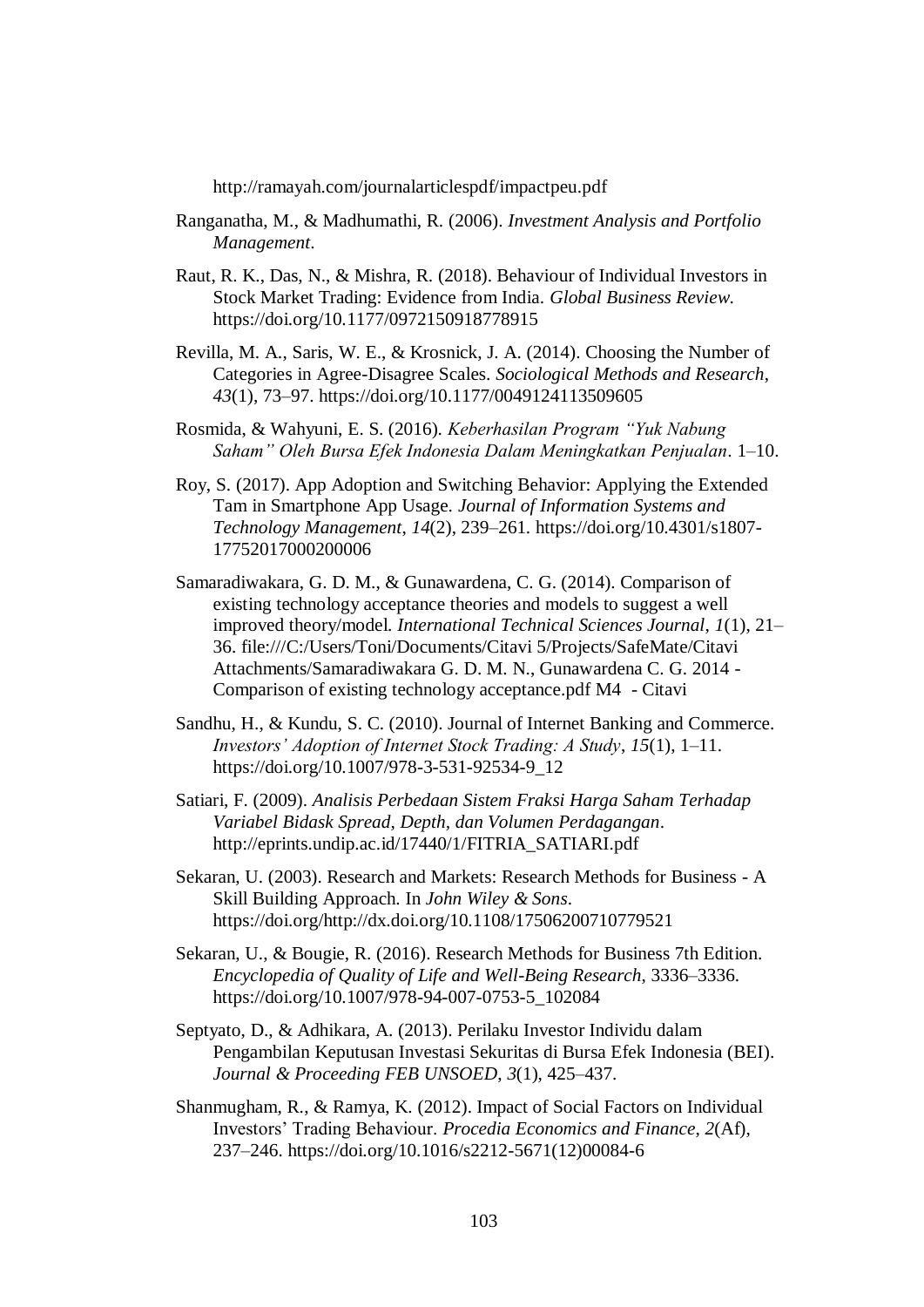http://ramayah.com/journalarticlespdf/impactpeu.pdf

Ranganatha, M., & Madhumathi, R. (2006). *Investment Analysis and Portfolio Management*.

Raut, R. K., Das, N., & Mishra, R. (2018). Behaviour of Individual Investors in Stock Market Trading: Evidence from India. *Global Business Review*. https://doi.org/10.1177/0972150918778915

Revilla, M. A., Saris, W. E., & Krosnick, J. A. (2014). Choosing the Number of Categories in Agree-Disagree Scales. *Sociological Methods and Research*, *43*(1), 73–97. https://doi.org/10.1177/0049124113509605

Rosmida, & Wahyuni, E. S. (2016). *Keberhasilan Program "Yuk Nabung Saham" Oleh Bursa Efek Indonesia Dalam Meningkatkan Penjualan*. 1–10.

Roy, S. (2017). App Adoption and Switching Behavior: Applying the Extended Tam in Smartphone App Usage. *Journal of Information Systems and Technology Management*, *14*(2), 239–261. https://doi.org/10.4301/s1807-17752017000200006

Samaradiwakara, G. D. M., & Gunawardena, C. G. (2014). Comparison of existing technology acceptance theories and models to suggest a well improved theory/model. *International Technical Sciences Journal*, *1*(1), 21–36. file:///C:/Users/Toni/Documents/Citavi 5/Projects/SafeMate/Citavi Attachments/Samaradiwakara G. D. M. N., Gunawardena C. G. 2014 - Comparison of existing technology acceptance.pdf M4 - Citavi

Sandhu, H., & Kundu, S. C. (2010). Journal of Internet Banking and Commerce. *Investors' Adoption of Internet Stock Trading: A Study*, *15*(1), 1–11. https://doi.org/10.1007/978-3-531-92534-9_12

Satiari, F. (2009). *Analisis Perbedaan Sistem Fraksi Harga Saham Terhadap Variabel Bidask Spread, Depth, dan Volumen Perdagangan*. http://eprints.undip.ac.id/17440/1/FITRIA_SATIARI.pdf

Sekaran, U. (2003). Research and Markets: Research Methods for Business - A Skill Building Approach. In *John Wiley & Sons*. https://doi.org/http://dx.doi.org/10.1108/17506200710779521

Sekaran, U., & Bougie, R. (2016). Research Methods for Business 7th Edition. *Encyclopedia of Quality of Life and Well-Being Research*, 3336–3336. https://doi.org/10.1007/978-94-007-0753-5_102084

Septyato, D., & Adhikara, A. (2013). Perilaku Investor Individu dalam Pengambilan Keputusan Investasi Sekuritas di Bursa Efek Indonesia (BEI). *Journal & Proceeding FEB UNSOED*, *3*(1), 425–437.

Shanmugham, R., & Ramya, K. (2012). Impact of Social Factors on Individual Investors' Trading Behaviour. *Procedia Economics and Finance*, *2*(Af), 237–246. https://doi.org/10.1016/s2212-5671(12)00084-6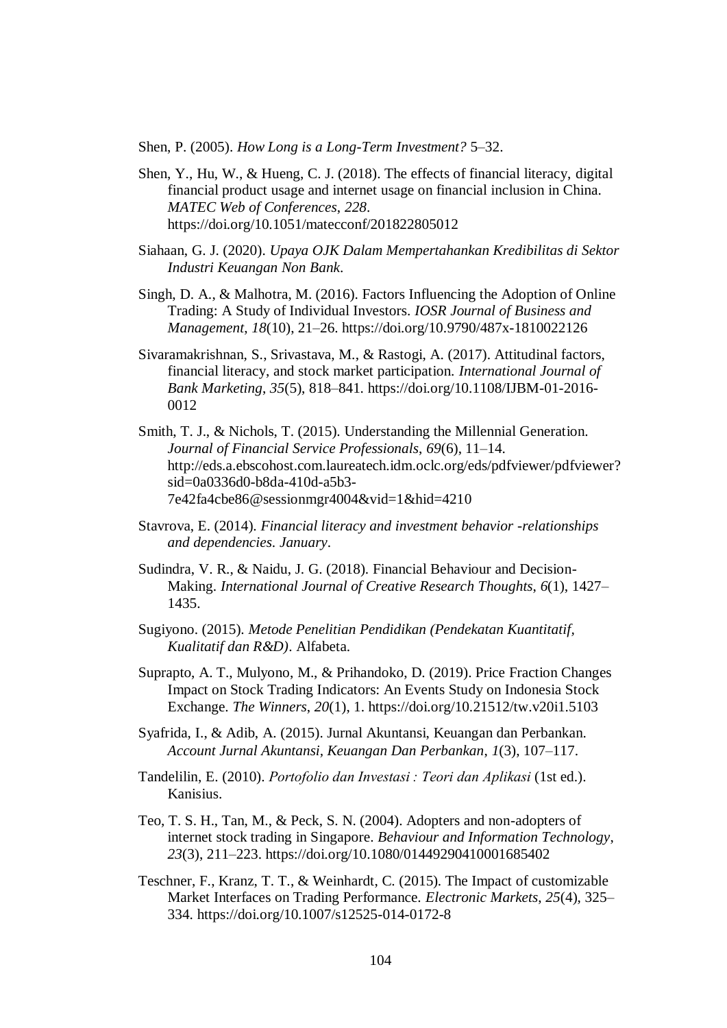Shen, P. (2005). *How Long is a Long-Term Investment?* 5–32.

Shen, Y., Hu, W., & Hueng, C. J. (2018). The effects of financial literacy, digital financial product usage and internet usage on financial inclusion in China. *MATEC Web of Conferences*, *228*. https://doi.org/10.1051/matecconf/201822805012

Siahaan, G. J. (2020). *Upaya OJK Dalam Mempertahankan Kredibilitas di Sektor Industri Keuangan Non Bank*.

Singh, D. A., & Malhotra, M. (2016). Factors Influencing the Adoption of Online Trading: A Study of Individual Investors. *IOSR Journal of Business and Management*, *18*(10), 21–26. https://doi.org/10.9790/487x-1810022126

Sivaramakrishnan, S., Srivastava, M., & Rastogi, A. (2017). Attitudinal factors, financial literacy, and stock market participation. *International Journal of Bank Marketing*, *35*(5), 818–841. https://doi.org/10.1108/IJBM-01-2016-0012

Smith, T. J., & Nichols, T. (2015). Understanding the Millennial Generation. *Journal of Financial Service Professionals*, *69*(6), 11–14. http://eds.a.ebscohost.com.laureatech.idm.oclc.org/eds/pdfviewer/pdfviewer?sid=0a0336d0-b8da-410d-a5b3-7e42fa4cbe86@sessionmgr4004&vid=1&hid=4210

Stavrova, E. (2014). *Financial literacy and investment behavior -relationships and dependencies*. *January*.

Sudindra, V. R., & Naidu, J. G. (2018). Financial Behaviour and Decision-Making. *International Journal of Creative Research Thoughts*, *6*(1), 1427–1435.

Sugiyono. (2015). *Metode Penelitian Pendidikan (Pendekatan Kuantitatif, Kualitatif dan R&D)*. Alfabeta.

Suprapto, A. T., Mulyono, M., & Prihandoko, D. (2019). Price Fraction Changes Impact on Stock Trading Indicators: An Events Study on Indonesia Stock Exchange. *The Winners*, *20*(1), 1. https://doi.org/10.21512/tw.v20i1.5103

Syafrida, I., & Adib, A. (2015). Jurnal Akuntansi, Keuangan dan Perbankan. *Account Jurnal Akuntansi, Keuangan Dan Perbankan*, *1*(3), 107–117.

Tandelilin, E. (2010). *Portofolio dan Investasi : Teori dan Aplikasi* (1st ed.). Kanisius.

Teo, T. S. H., Tan, M., & Peck, S. N. (2004). Adopters and non-adopters of internet stock trading in Singapore. *Behaviour and Information Technology*, *23*(3), 211–223. https://doi.org/10.1080/01449290410001685402

Teschner, F., Kranz, T. T., & Weinhardt, C. (2015). The Impact of customizable Market Interfaces on Trading Performance. *Electronic Markets*, *25*(4), 325–334. https://doi.org/10.1007/s12525-014-0172-8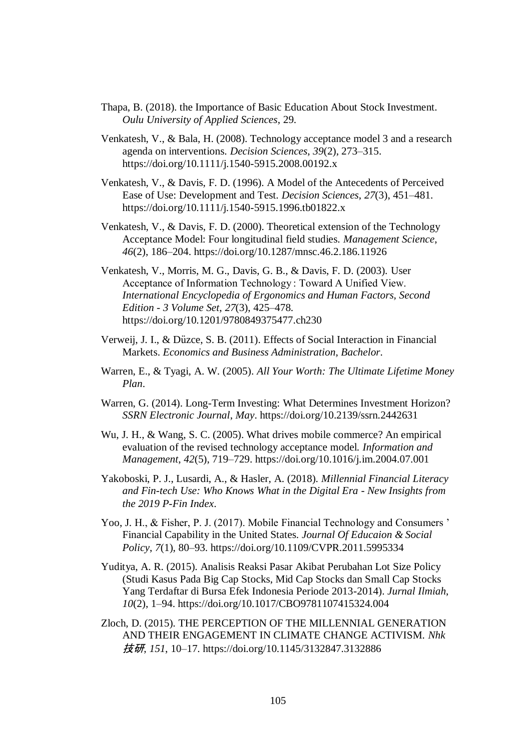Thapa, B. (2018). the Importance of Basic Education About Stock Investment. *Oulu University of Applied Sciences*, 29.

Venkatesh, V., & Bala, H. (2008). Technology acceptance model 3 and a research agenda on interventions. *Decision Sciences*, *39*(2), 273–315. https://doi.org/10.1111/j.1540-5915.2008.00192.x

Venkatesh, V., & Davis, F. D. (1996). A Model of the Antecedents of Perceived Ease of Use: Development and Test. *Decision Sciences*, *27*(3), 451–481. https://doi.org/10.1111/j.1540-5915.1996.tb01822.x

Venkatesh, V., & Davis, F. D. (2000). Theoretical extension of the Technology Acceptance Model: Four longitudinal field studies. *Management Science*, *46*(2), 186–204. https://doi.org/10.1287/mnsc.46.2.186.11926

Venkatesh, V., Morris, M. G., Davis, G. B., & Davis, F. D. (2003). User Acceptance of Information Technology : Toward A Unified View. *International Encyclopedia of Ergonomics and Human Factors, Second Edition - 3 Volume Set*, *27*(3), 425–478. https://doi.org/10.1201/9780849375477.ch230

Verweij, J. I., & Düzce, S. B. (2011). Effects of Social Interaction in Financial Markets. *Economics and Business Administration, Bachelor*.

Warren, E., & Tyagi, A. W. (2005). *All Your Worth: The Ultimate Lifetime Money Plan*.

Warren, G. (2014). Long-Term Investing: What Determines Investment Horizon? *SSRN Electronic Journal*, *May*. https://doi.org/10.2139/ssrn.2442631

Wu, J. H., & Wang, S. C. (2005). What drives mobile commerce? An empirical evaluation of the revised technology acceptance model. *Information and Management*, *42*(5), 719–729. https://doi.org/10.1016/j.im.2004.07.001

Yakoboski, P. J., Lusardi, A., & Hasler, A. (2018). *Millennial Financial Literacy and Fin-tech Use: Who Knows What in the Digital Era - New Insights from the 2019 P-Fin Index*.

Yoo, J. H., & Fisher, P. J. (2017). Mobile Financial Technology and Consumers ' Financial Capability in the United States. *Journal Of Educaion & Social Policy*, *7*(1), 80–93. https://doi.org/10.1109/CVPR.2011.5995334

Yuditya, A. R. (2015). Analisis Reaksi Pasar Akibat Perubahan Lot Size Policy (Studi Kasus Pada Big Cap Stocks, Mid Cap Stocks dan Small Cap Stocks Yang Terdaftar di Bursa Efek Indonesia Periode 2013-2014). *Jurnal Ilmiah*, *10*(2), 1–94. https://doi.org/10.1017/CBO9781107415324.004

Zloch, D. (2015). THE PERCEPTION OF THE MILLENNIAL GENERATION AND THEIR ENGAGEMENT IN CLIMATE CHANGE ACTIVISM. *Nhk 技研*, *151*, 10–17. https://doi.org/10.1145/3132847.3132886